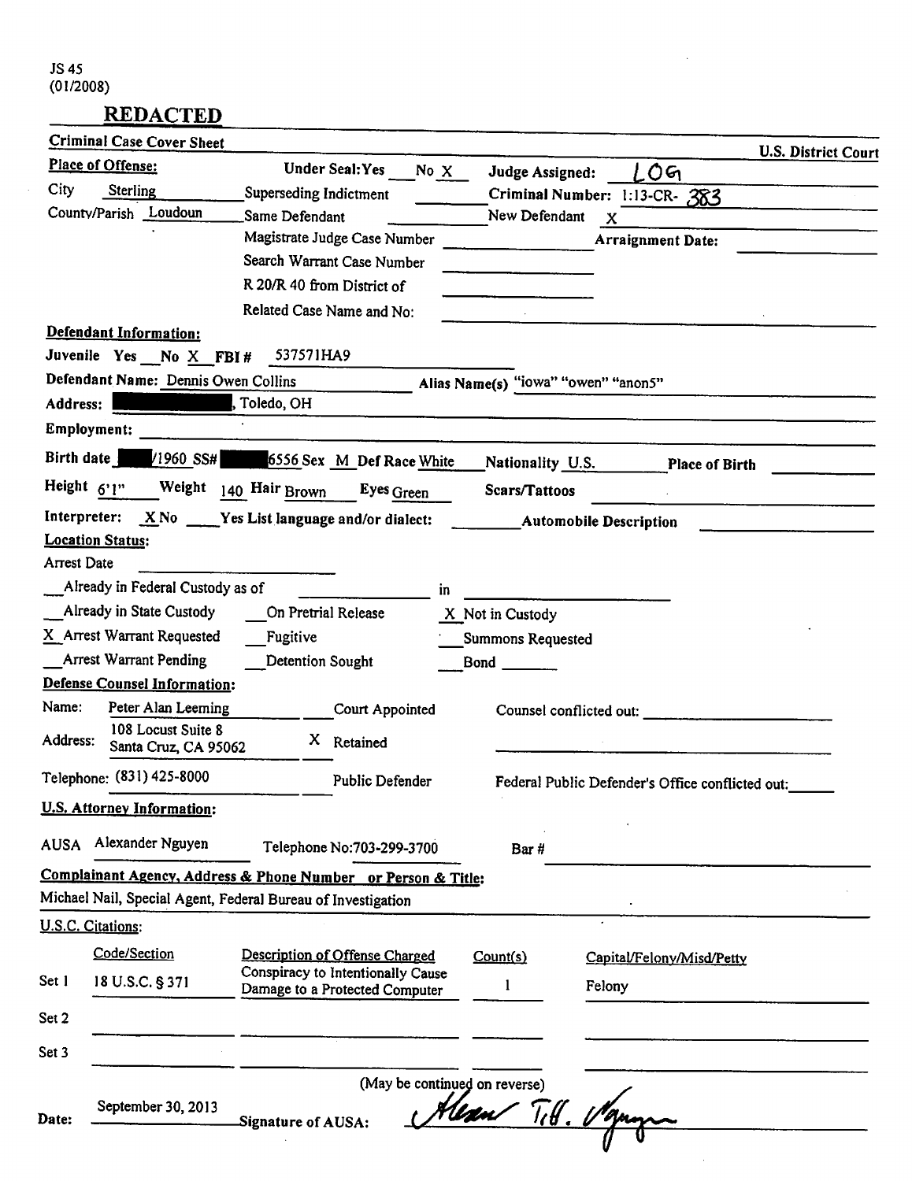JS 45
(01/2008)

# REDACTED

**Criminal Case Cover Sheet** **U.S. District Court**

**Place of Offense:**

City: Sterling
County/Parish: Loudoun

Under Seal: Yes ___ No X
Superseding Indictment ______
Same Defendant ______
Magistrate Judge Case Number ______
Search Warrant Case Number ______
R 20/R 40 from District of ______
Related Case Name and No: ______

**Judge Assigned:** LOG
**Criminal Number:** 1:13-CR- 383
**New Defendant** X
**Arraignment Date:** ______

**Defendant Information:**

Juvenile Yes ___ No X **FBI #** 537571HA9

**Defendant Name:** Dennis Owen Collins **Alias Name(s)** "iowa" "owen" "anon5"

**Address:** [REDACTED], Toledo, OH

**Employment:** ______

**Birth date** [REDACTED]/1960 **SS#** [REDACTED]6556 **Sex** M **Def Race** White **Nationality** U.S. **Place of Birth** ______

**Height** 6'1" **Weight** 140 **Hair** Brown **Eyes** Green **Scars/Tattoos** ______

**Interpreter:** X No ___ Yes List language and/or dialect: ______ **Automobile Description** ______

**Location Status:**

Arrest Date ______

__ Already in Federal Custody as of ______ in ______

__ Already in State Custody __ On Pretrial Release X Not in Custody

X Arrest Warrant Requested __ Fugitive __ Summons Requested

__ Arrest Warrant Pending __ Detention Sought __ Bond ______

**Defense Counsel Information:**

Name: Peter Alan Leeming
Address: 108 Locust Suite 8, Santa Cruz, CA 95062
Telephone: (831) 425-8000

___ Court Appointed
X Retained
___ Public Defender

Counsel conflicted out: ______

Federal Public Defender's Office conflicted out: ______

**U.S. Attorney Information:**

AUSA Alexander Nguyen Telephone No: 703-299-3700 Bar # ______

**Complainant Agency, Address & Phone Number or Person & Title:**

Michael Nail, Special Agent, Federal Bureau of Investigation

**U.S.C. Citations:**

| | Code/Section | Description of Offense Charged | Count(s) | Capital/Felony/Misd/Petty |
|---|---|---|---|---|
| Set 1 | 18 U.S.C. § 371 | Conspiracy to Intentionally Cause Damage to a Protected Computer | 1 | Felony |
| Set 2 | | | | |
| Set 3 | | | | |

(May be continued on reverse)

Date: September 30, 2013 Signature of AUSA: *Alexander T.H. Nguyen*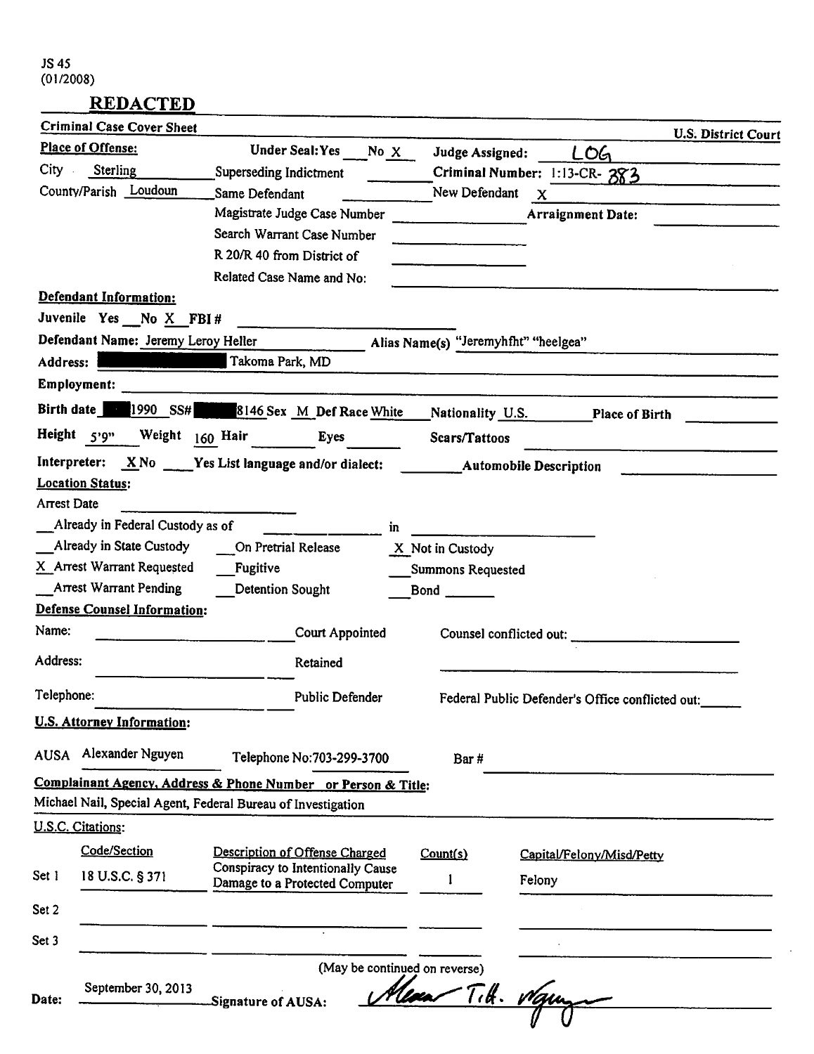JS 45
(01/2008)

## REDACTED

**Criminal Case Cover Sheet** — **U.S. District Court**

**Place of Offense:**

City: Sterling

County/Parish: Loudoun

**Under Seal:** Yes ___ No X

Superseding Indictment ___

Same Defendant ___

Magistrate Judge Case Number ___

Search Warrant Case Number ___

R 20/R 40 from District of ___

Related Case Name and No: ___

**Judge Assigned:** LOG

**Criminal Number:** 1:13-CR- 383

New Defendant X

**Arraignment Date:** ___

**Defendant Information:**

Juvenile Yes ___ No X FBI # ___

**Defendant Name:** Jeremy Leroy Heller — Alias Name(s) "Jeremyhfht" "heelgea"

**Address:** [REDACTED] Takoma Park, MD

**Employment:** ___

**Birth date** [REDACTED] 1990 **SS#** [REDACTED] 8146 **Sex** M **Def Race** White **Nationality** U.S. **Place of Birth** ___

**Height** 5'9" **Weight** 160 **Hair** ___ **Eyes** ___ **Scars/Tattoos** ___

**Interpreter:** X No ___ Yes List language and/or dialect: ___ **Automobile Description** ___

**Location Status:**

Arrest Date ___

___ Already in Federal Custody as of ___ in ___

___ Already in State Custody ___ On Pretrial Release X Not in Custody

X Arrest Warrant Requested ___ Fugitive ___ Summons Requested

___ Arrest Warrant Pending ___ Detention Sought ___ Bond ___

**Defense Counsel Information:**

Name: ___ Court Appointed — Counsel conflicted out: ___

Address: ___ Retained

Telephone: ___ Public Defender — Federal Public Defender's Office conflicted out: ___

**U.S. Attorney Information:**

AUSA Alexander Nguyen — Telephone No: 703-299-3700 — Bar # ___

**Complainant Agency, Address & Phone Number or Person & Title:**

Michael Nail, Special Agent, Federal Bureau of Investigation

**U.S.C. Citations:**

| | Code/Section | Description of Offense Charged | Count(s) | Capital/Felony/Misd/Petty |
|---|---|---|---|---|
| Set 1 | 18 U.S.C. § 371 | Conspiracy to Intentionally Cause Damage to a Protected Computer | 1 | Felony |
| Set 2 | | | | |
| Set 3 | | | | |

(May be continued on reverse)

**Date:** September 30, 2013 — **Signature of AUSA:** Alexander T.H. Nguyen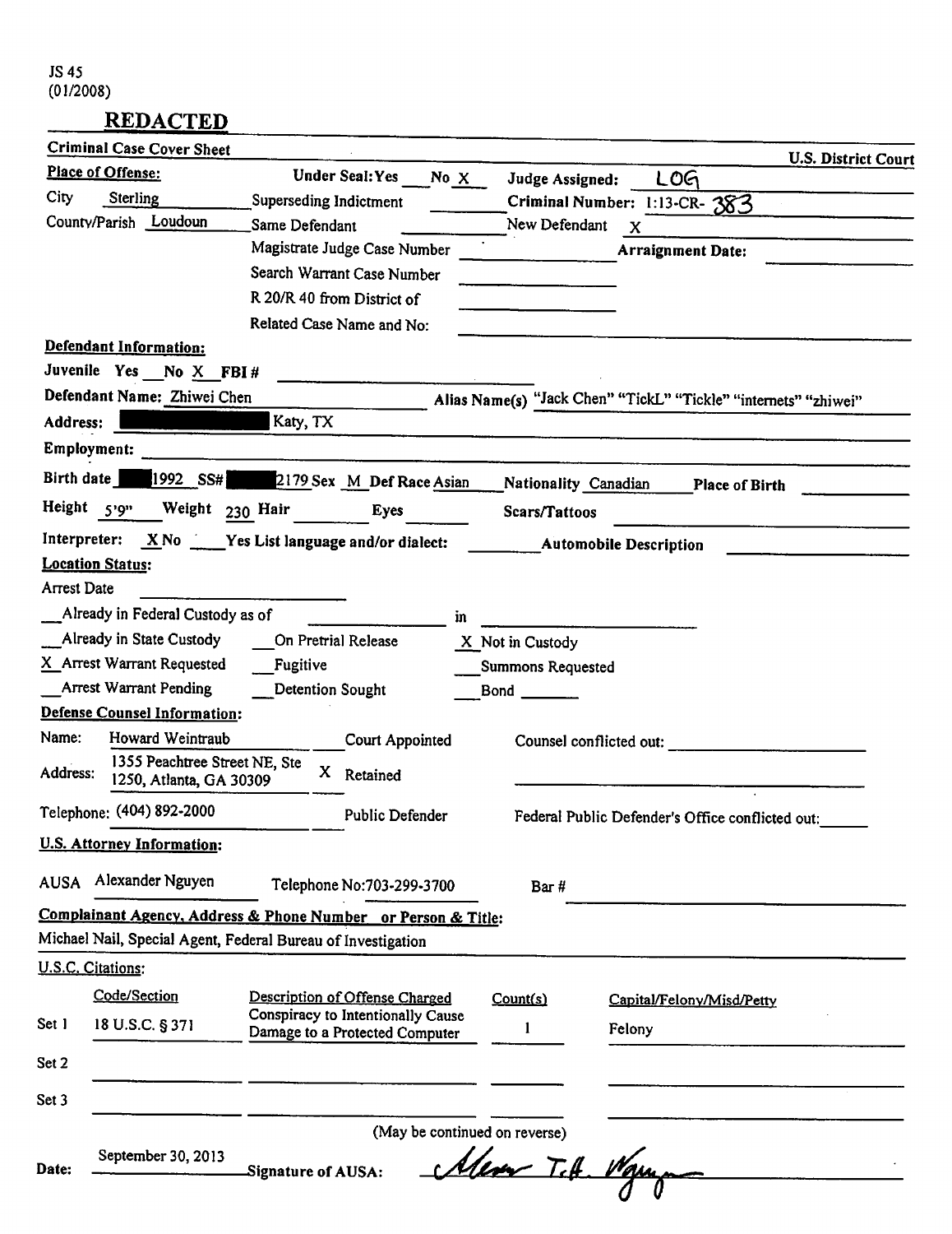JS 45
(01/2008)

## REDACTED

**Criminal Case Cover Sheet** — **U.S. District Court**

**Place of Offense:**

City: Sterling
County/Parish: Loudoun

Under Seal: Yes ___ No X
Superseding Indictment ___
Same Defendant ___
Magistrate Judge Case Number ___
Search Warrant Case Number ___
R 20/R 40 from District of ___
Related Case Name and No: ___

**Judge Assigned:** LOG
**Criminal Number:** 1:13-CR- 383
New Defendant X
**Arraignment Date:** ___

**Defendant Information:**

Juvenile Yes ___ No X FBI # ___

**Defendant Name:** Zhiwei Chen — Alias Name(s) "Jack Chen" "TickL" "Tickle" "internets" "zhiwei"

**Address:** [REDACTED] Katy, TX

**Employment:** ___

**Birth date** [REDACTED] 1992 **SS#** [REDACTED] 2179 **Sex** M **Def Race** Asian **Nationality** Canadian **Place of Birth** ___

**Height** 5'9" **Weight** 230 **Hair** ___ **Eyes** ___ **Scars/Tattoos** ___

**Interpreter:** X No ___ Yes List language and/or dialect: ___ **Automobile Description** ___

**Location Status:**

Arrest Date ___

___ Already in Federal Custody as of ___ in ___

___ Already in State Custody ___ On Pretrial Release X Not in Custody

X Arrest Warrant Requested ___ Fugitive ___ Summons Requested

___ Arrest Warrant Pending ___ Detention Sought ___ Bond ___

**Defense Counsel Information:**

Name: Howard Weintraub ___ Court Appointed — Counsel conflicted out: ___

Address: 1355 Peachtree Street NE, Ste 1250, Atlanta, GA 30309 — X Retained

Telephone: (404) 892-2000 ___ Public Defender — Federal Public Defender's Office conflicted out: ___

**U.S. Attorney Information:**

AUSA Alexander Nguyen — Telephone No: 703-299-3700 — Bar # ___

**Complainant Agency, Address & Phone Number or Person & Title:**

Michael Nail, Special Agent, Federal Bureau of Investigation

**U.S.C. Citations:**

| | Code/Section | Description of Offense Charged | Count(s) | Capital/Felony/Misd/Petty |
|---|---|---|---|---|
| Set 1 | 18 U.S.C. § 371 | Conspiracy to Intentionally Cause Damage to a Protected Computer | 1 | Felony |
| Set 2 | | | | |
| Set 3 | | | | |

(May be continued on reverse)

Date: September 30, 2013 — Signature of AUSA: *[signature]*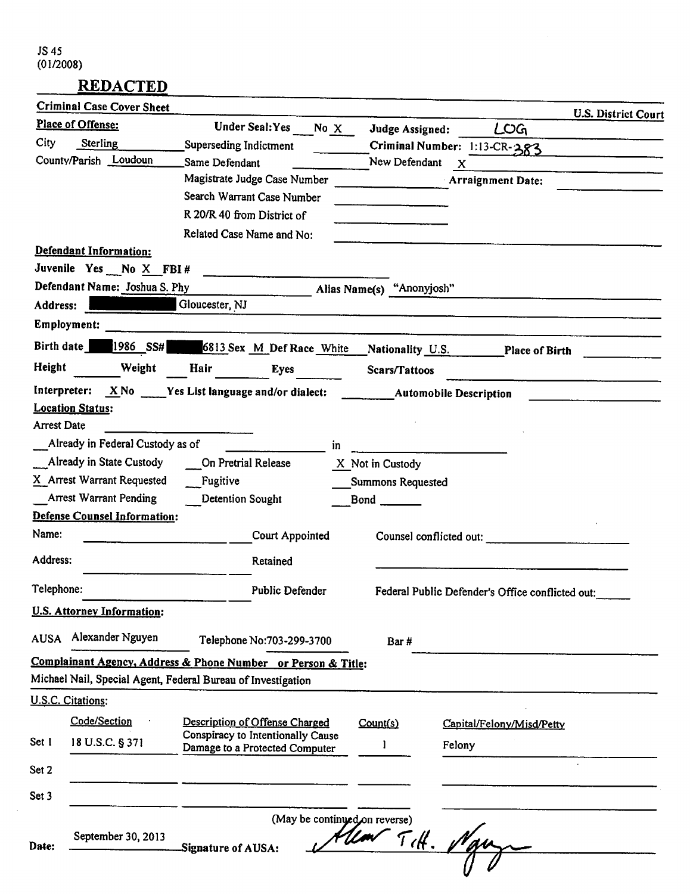JS 45
(01/2008)

**REDACTED**

**Criminal Case Cover Sheet** — **U.S. District Court**

**Place of Offense:**

City: Sterling

County/Parish: Loudoun

Under Seal: Yes ___ No X

Superseding Indictment ___

Same Defendant ___

Magistrate Judge Case Number ___

Search Warrant Case Number ___

R 20/R 40 from District of ___

Related Case Name and No: ___

Judge Assigned: LOG

Criminal Number: 1:13-CR-383

New Defendant X

Arraignment Date: ___

**Defendant Information:**

Juvenile Yes ___ No X FBI # ___

Defendant Name: Joshua S. Phy Alias Name(s) "Anonyjosh"

Address: [REDACTED] Gloucester, NJ

Employment: ___

Birth date [REDACTED] 1986 SS# [REDACTED] 6813 Sex M Def Race White Nationality U.S. Place of Birth ___

Height ___ Weight ___ Hair ___ Eyes ___ Scars/Tattoos ___

Interpreter: X No ___ Yes List language and/or dialect: ___ Automobile Description ___

**Location Status:**

Arrest Date ___

___ Already in Federal Custody as of ___ in ___

___ Already in State Custody ___ On Pretrial Release X Not in Custody

X Arrest Warrant Requested ___ Fugitive ___ Summons Requested

___ Arrest Warrant Pending ___ Detention Sought ___ Bond ___

**Defense Counsel Information:**

Name: ___ Court Appointed Counsel conflicted out: ___

Address: ___ Retained ___

Telephone: ___ Public Defender Federal Public Defender's Office conflicted out: ___

**U.S. Attorney Information:**

AUSA Alexander Nguyen Telephone No: 703-299-3700 Bar # ___

**Complainant Agency, Address & Phone Number or Person & Title:**

Michael Nail, Special Agent, Federal Bureau of Investigation

**U.S.C. Citations:**

| | Code/Section | Description of Offense Charged | Count(s) | Capital/Felony/Misd/Petty |
|---|---|---|---|---|
| Set 1 | 18 U.S.C. § 371 | Conspiracy to Intentionally Cause Damage to a Protected Computer | 1 | Felony |
| Set 2 | | | | |
| Set 3 | | | | |

(May be continued on reverse)

Date: September 30, 2013 Signature of AUSA: *Alex T.H. Nguyen*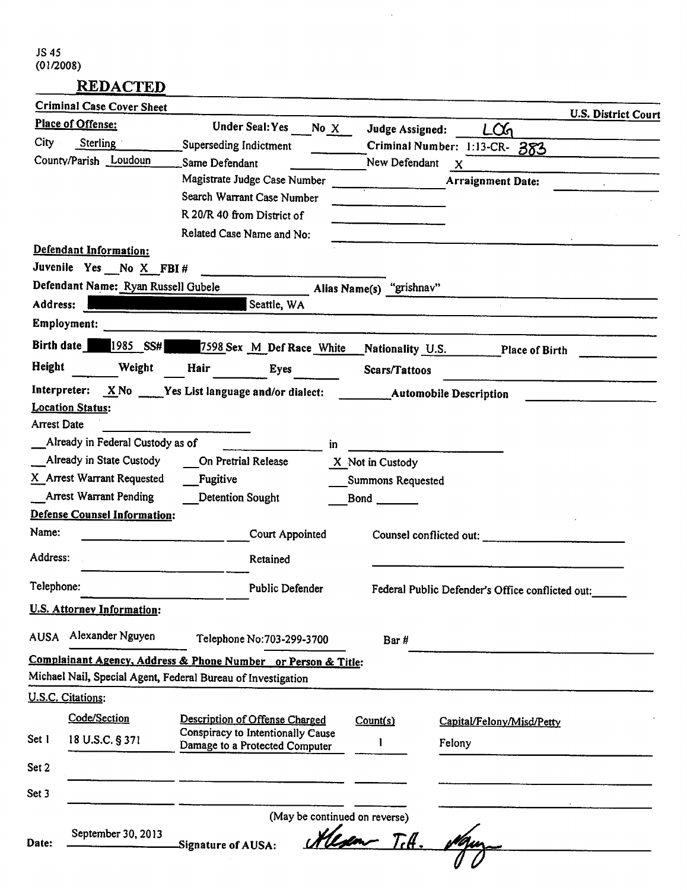JS 45
(01/2008)

## REDACTED

**Criminal Case Cover Sheet** — **U.S. District Court**

**Place of Offense:**

City: Sterling
County/Parish: Loudoun

Under Seal: Yes ___ No X
Superseding Indictment ______
Same Defendant ______
Magistrate Judge Case Number ______
Search Warrant Case Number ______
R 20/R 40 from District of ______
Related Case Name and No: ______

**Judge Assigned:** LOG
**Criminal Number:** 1:13-CR- 383
New Defendant X
**Arraignment Date:** ______

**Defendant Information:**

Juvenile Yes ___ No X FBI # ______

**Defendant Name:** Ryan Russell Gubele **Alias Name(s)** "grishnav"

**Address:** [REDACTED] Seattle, WA

**Employment:** ______

**Birth date** [REDACTED] 1985 **SS#** [REDACTED] 7598 **Sex** M **Def Race** White **Nationality** U.S. **Place of Birth** ______

**Height** ______ **Weight** ______ **Hair** ______ **Eyes** ______ **Scars/Tattoos** ______

**Interpreter:** X No ___ Yes List language and/or dialect: ______ **Automobile Description** ______

**Location Status:**

Arrest Date ______

___ Already in Federal Custody as of ______ in ______

___ Already in State Custody ___ On Pretrial Release X Not in Custody

X Arrest Warrant Requested ___ Fugitive ___ Summons Requested

___ Arrest Warrant Pending ___ Detention Sought ___ Bond ______

**Defense Counsel Information:**

Name: ______ ___ Court Appointed Counsel conflicted out: ______

Address: ______ ___ Retained ______

Telephone: ______ ___ Public Defender Federal Public Defender's Office conflicted out: ______

**U.S. Attorney Information:**

AUSA Alexander Nguyen Telephone No: 703-299-3700 Bar # ______

**Complainant Agency, Address & Phone Number or Person & Title:**

Michael Nail, Special Agent, Federal Bureau of Investigation

**U.S.C. Citations:**

| | Code/Section | Description of Offense Charged | Count(s) | Capital/Felony/Misd/Petty |
|---|---|---|---|---|
| Set 1 | 18 U.S.C. § 371 | Conspiracy to Intentionally Cause Damage to a Protected Computer | 1 | Felony |
| Set 2 | | | | |
| Set 3 | | | | |

(May be continued on reverse)

Date: September 30, 2013 Signature of AUSA: *Alexander T.H. Nguyen*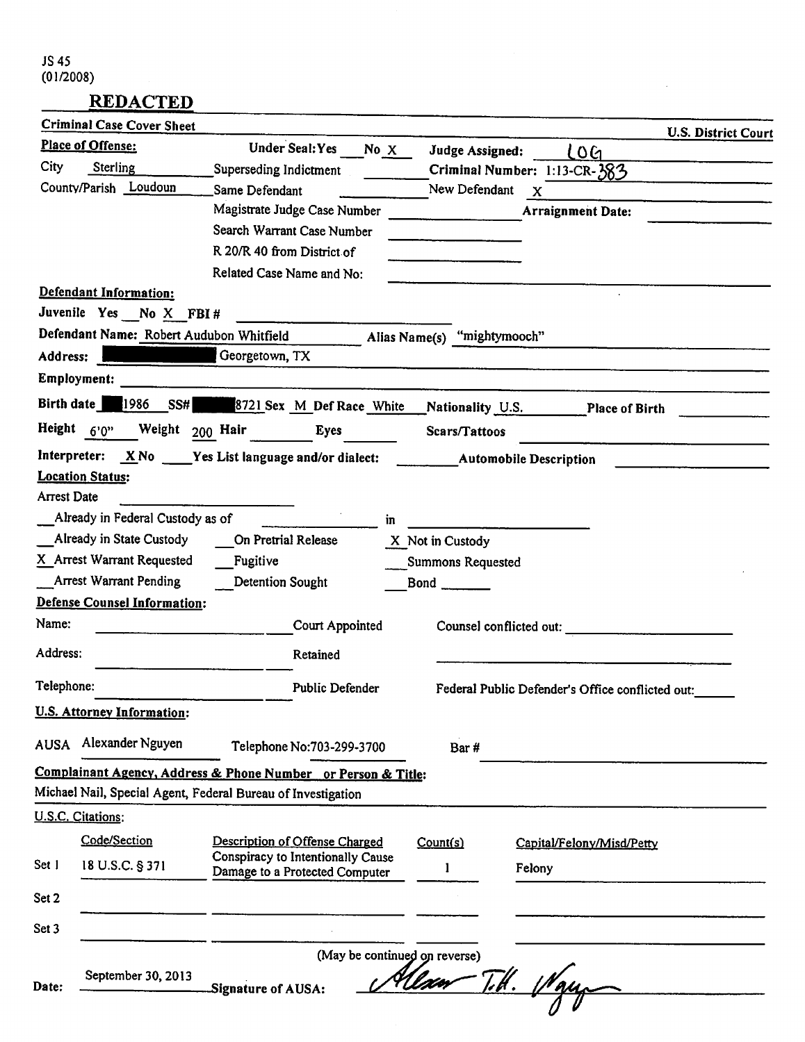JS 45
(01/2008)

## REDACTED

**Criminal Case Cover Sheet** **U.S. District Court**

**Place of Offense:**

City Sterling

County/Parish Loudoun

Under Seal: Yes ___ No X

Superseding Indictment ___

Same Defendant ___

Magistrate Judge Case Number ___

Search Warrant Case Number ___

R 20/R 40 from District of ___

Related Case Name and No: ___

**Judge Assigned:** LOG

**Criminal Number:** 1:13-CR-383

New Defendant X

**Arraignment Date:** ___

**Defendant Information:**

Juvenile Yes ___ No X FBI # ___

**Defendant Name:** Robert Audubon Whitfield Alias Name(s) "mightymooch"

**Address:** [REDACTED] Georgetown, TX

**Employment:** ___

**Birth date** [REDACTED] 1986 **SS#** [REDACTED] 8721 **Sex** M **Def Race** White **Nationality** U.S. **Place of Birth** ___

**Height** 6'0" **Weight** 200 **Hair** ___ **Eyes** ___ **Scars/Tattoos** ___

**Interpreter:** X No ___ Yes List language and/or dialect: ___ **Automobile Description** ___

**Location Status:**

Arrest Date ___

___ Already in Federal Custody as of ___ in ___

___ Already in State Custody ___ On Pretrial Release X Not in Custody

X Arrest Warrant Requested ___ Fugitive ___ Summons Requested

___ Arrest Warrant Pending ___ Detention Sought ___ Bond ___

**Defense Counsel Information:**

Name: ___ Court Appointed Counsel conflicted out: ___

Address: ___ Retained ___

Telephone: ___ Public Defender Federal Public Defender's Office conflicted out: ___

**U.S. Attorney Information:**

AUSA Alexander Nguyen Telephone No: 703-299-3700 Bar # ___

**Complainant Agency, Address & Phone Number or Person & Title:**

Michael Nail, Special Agent, Federal Bureau of Investigation

**U.S.C. Citations:**

| | Code/Section | Description of Offense Charged | Count(s) | Capital/Felony/Misd/Petty |
|---|---|---|---|---|
| Set 1 | 18 U.S.C. § 371 | Conspiracy to Intentionally Cause Damage to a Protected Computer | 1 | Felony |
| Set 2 | | | | |
| Set 3 | | | | |

(May be continued on reverse)

Date: September 30, 2013 **Signature of AUSA:** Alexander T.H. Nguyen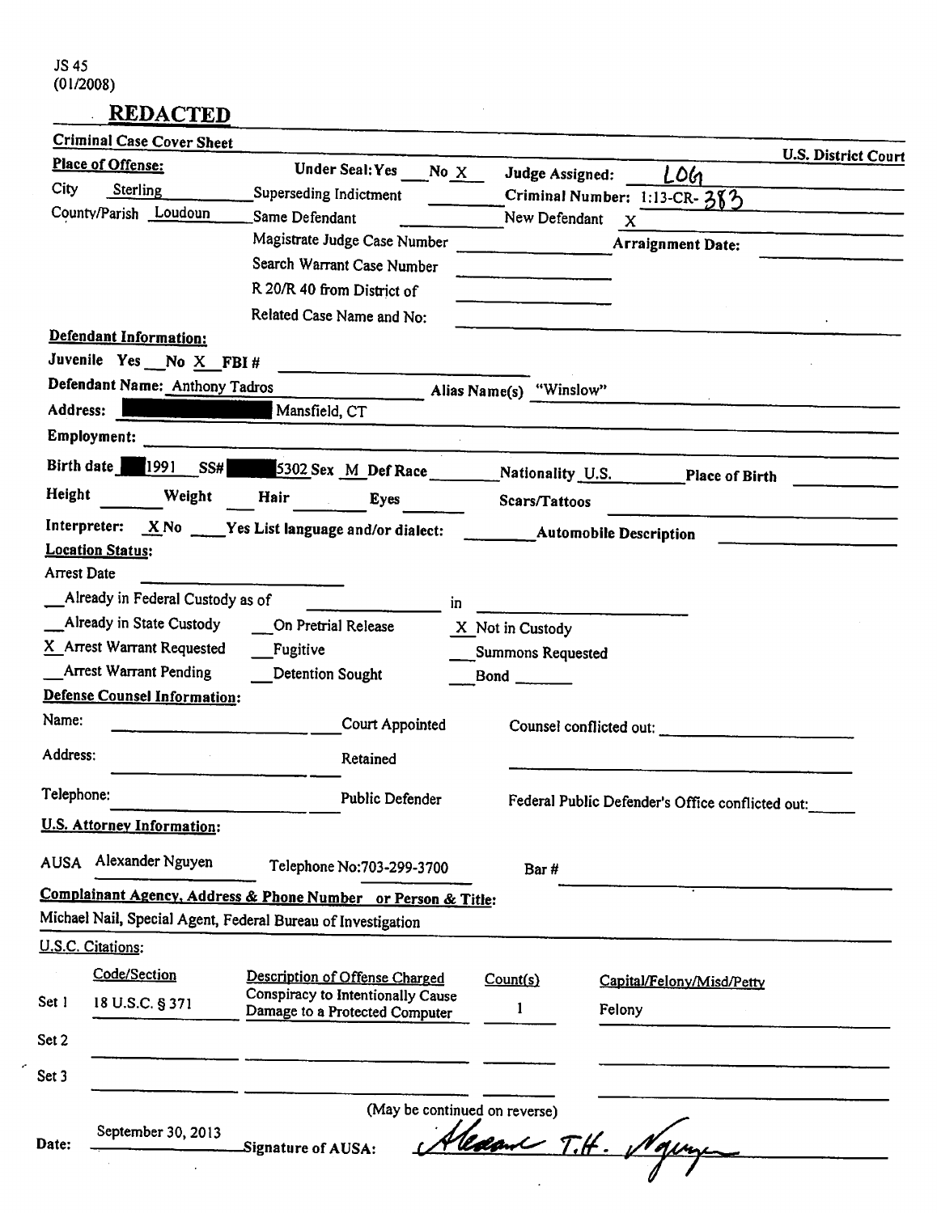JS 45
(01/2008)

# REDACTED

**Criminal Case Cover Sheet** **U.S. District Court**

**Place of Offense:**

City Sterling

County/Parish Loudoun

**Under Seal:** Yes ___ No X

Superseding Indictment ___

Same Defendant ___

Magistrate Judge Case Number ___

Search Warrant Case Number ___

R 20/R 40 from District of ___

Related Case Name and No: ___

**Judge Assigned:** LOG

**Criminal Number:** 1:13-CR- 383

New Defendant X

**Arraignment Date:** ___

**Defendant Information:**

Juvenile Yes ___ No X FBI # ___

**Defendant Name:** Anthony Tadros **Alias Name(s)** "Winslow"

**Address:** [REDACTED] Mansfield, CT

**Employment:** ___

**Birth date** [REDACTED] 1991 **SS#** [REDACTED] 5302 **Sex** M **Def Race** ___ **Nationality** U.S. **Place of Birth** ___

**Height** ___ **Weight** ___ **Hair** ___ **Eyes** ___ **Scars/Tattoos** ___

**Interpreter:** X No ___ Yes **List language and/or dialect:** ___ **Automobile Description** ___

**Location Status:**

Arrest Date ___

___ Already in Federal Custody as of ___ in ___

___ Already in State Custody ___ On Pretrial Release X Not in Custody

X Arrest Warrant Requested ___ Fugitive ___ Summons Requested

___ Arrest Warrant Pending ___ Detention Sought ___ Bond ___

**Defense Counsel Information:**

Name: ___ ___ Court Appointed Counsel conflicted out: ___

Address: ___ ___ Retained

Telephone: ___ ___ Public Defender Federal Public Defender's Office conflicted out: ___

**U.S. Attorney Information:**

AUSA Alexander Nguyen Telephone No: 703-299-3700 Bar # ___

**Complainant Agency, Address & Phone Number or Person & Title:**

Michael Nail, Special Agent, Federal Bureau of Investigation

**U.S.C. Citations:**

| | Code/Section | Description of Offense Charged | Count(s) | Capital/Felony/Misd/Petty |
|---|---|---|---|---|
| Set 1 | 18 U.S.C. § 371 | Conspiracy to Intentionally Cause Damage to a Protected Computer | 1 | Felony |
| Set 2 | | | | |
| Set 3 | | | | |

(May be continued on reverse)

Date: September 30, 2013 Signature of AUSA: Alexander T.H. Nguyen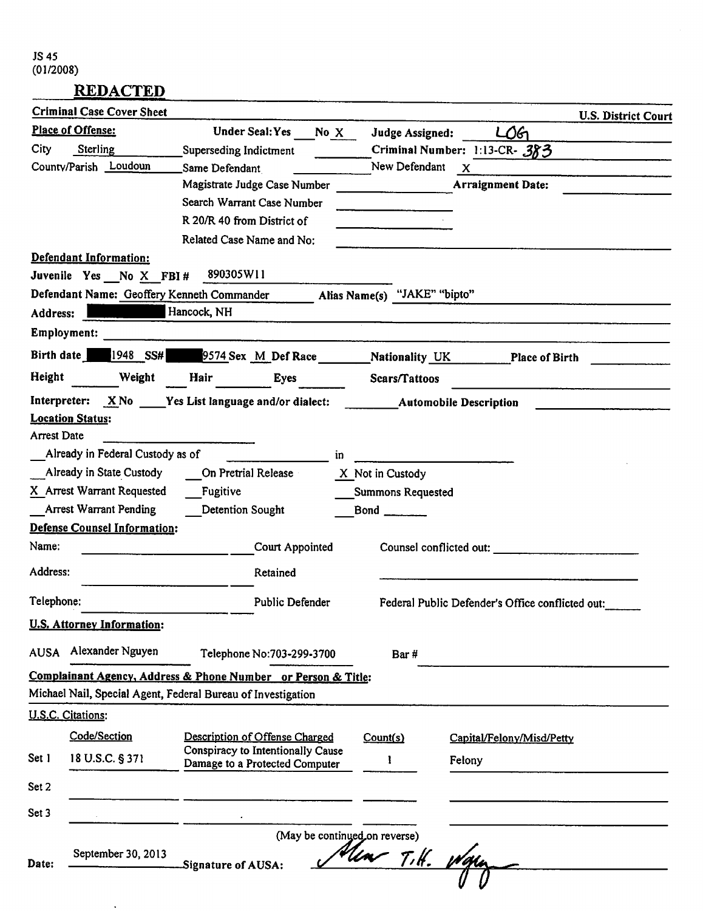JS 45
(01/2008)

**REDACTED**

**Criminal Case Cover Sheet** **U.S. District Court**

**Place of Offense:** **Under Seal:** Yes ___ No X **Judge Assigned:** LOG

City Sterling Superseding Indictment ______ **Criminal Number:** 1:13-CR- 383

County/Parish Loudoun Same Defendant ______ New Defendant X

Magistrate Judge Case Number ______ **Arraignment Date:** ______

Search Warrant Case Number ______

R 20/R 40 from District of ______

Related Case Name and No: ______

**Defendant Information:**

Juvenile Yes ___ No X FBI # 890305W11

**Defendant Name:** Geoffery Kenneth Commander **Alias Name(s)** "JAKE" "bipto"

**Address:** [REDACTED] Hancock, NH

**Employment:** ______

**Birth date** [REDACTED] 1948 **SS#** [REDACTED] 9574 **Sex** M **Def Race** ______ **Nationality** UK **Place of Birth** ______

**Height** ______ **Weight** ______ **Hair** ______ **Eyes** ______ **Scars/Tattoos** ______

**Interpreter:** X No ___ Yes List language and/or dialect: ______ **Automobile Description** ______

**Location Status:**

Arrest Date ______

___ Already in Federal Custody as of ______ in ______

___ Already in State Custody ___ On Pretrial Release X Not in Custody

X Arrest Warrant Requested ___ Fugitive ___ Summons Requested

___ Arrest Warrant Pending ___ Detention Sought ___ Bond ______

**Defense Counsel Information:**

Name: ______ Court Appointed Counsel conflicted out: ______

Address: ______ Retained ______

Telephone: ______ Public Defender Federal Public Defender's Office conflicted out: ______

**U.S. Attorney Information:**

AUSA Alexander Nguyen Telephone No: 703-299-3700 Bar # ______

**Complainant Agency, Address & Phone Number or Person & Title:**

Michael Nail, Special Agent, Federal Bureau of Investigation

**U.S.C. Citations:**

| | Code/Section | Description of Offense Charged | Count(s) | Capital/Felony/Misd/Petty |
|---|---|---|---|---|
| Set 1 | 18 U.S.C. § 371 | Conspiracy to Intentionally Cause Damage to a Protected Computer | 1 | Felony |
| Set 2 | | | | |
| Set 3 | | | | |

(May be continued on reverse)

Date: September 30, 2013 Signature of AUSA: Alex T.H. Nguyen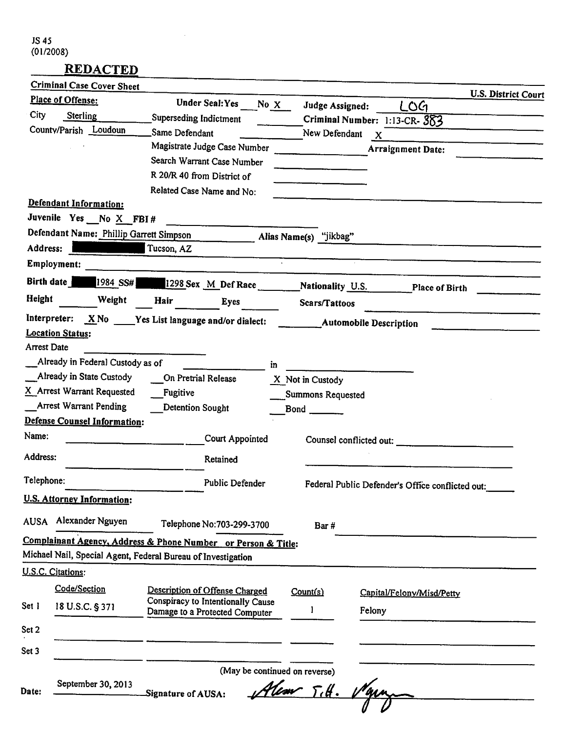JS 45
(01/2008)

## REDACTED

**Criminal Case Cover Sheet** | **U.S. District Court**

**Place of Offense:**

City: Sterling
County/Parish: Loudoun

Under Seal: Yes ___ No X
Superseding Indictment ___
Same Defendant ___
Magistrate Judge Case Number ___
Search Warrant Case Number ___
R 20/R 40 from District of ___
Related Case Name and No: ___

**Judge Assigned:** LOG
**Criminal Number:** 1:13-CR-383
New Defendant: X
**Arraignment Date:** ___

**Defendant Information:**

Juvenile Yes ___ No X FBI # ___

Defendant Name: Phillip Garrett Simpson Alias Name(s) "jikbag"

Address: [REDACTED] Tucson, AZ

Employment: ___

Birth date [REDACTED] 1984 SS# [REDACTED] 1298 Sex M Def Race ___ Nationality U.S. Place of Birth ___

Height ___ Weight ___ Hair ___ Eyes ___ Scars/Tattoos ___

Interpreter: X No ___ Yes List language and/or dialect: ___ Automobile Description ___

**Location Status:**

Arrest Date ___

- ___ Already in Federal Custody as of ___ in ___
- ___ Already in State Custody
- ___ On Pretrial Release
- X Not in Custody
- X Arrest Warrant Requested
- ___ Fugitive
- ___ Summons Requested
- ___ Arrest Warrant Pending
- ___ Detention Sought
- ___ Bond ___

**Defense Counsel Information:**

Name: ___ ___ Court Appointed Counsel conflicted out: ___

Address: ___ ___ Retained

Telephone: ___ ___ Public Defender Federal Public Defender's Office conflicted out: ___

**U.S. Attorney Information:**

AUSA Alexander Nguyen Telephone No: 703-299-3700 Bar # ___

**Complainant Agency, Address & Phone Number or Person & Title:**

Michael Nail, Special Agent, Federal Bureau of Investigation

**U.S.C. Citations:**

| | Code/Section | Description of Offense Charged | Count(s) | Capital/Felony/Misd/Petty |
|---|---|---|---|---|
| Set 1 | 18 U.S.C. § 371 | Conspiracy to Intentionally Cause Damage to a Protected Computer | 1 | Felony |
| Set 2 | | | | |
| Set 3 | | | | |

(May be continued on reverse)

Date: September 30, 2013 Signature of AUSA: *Alexander T.H. Nguyen* (signature)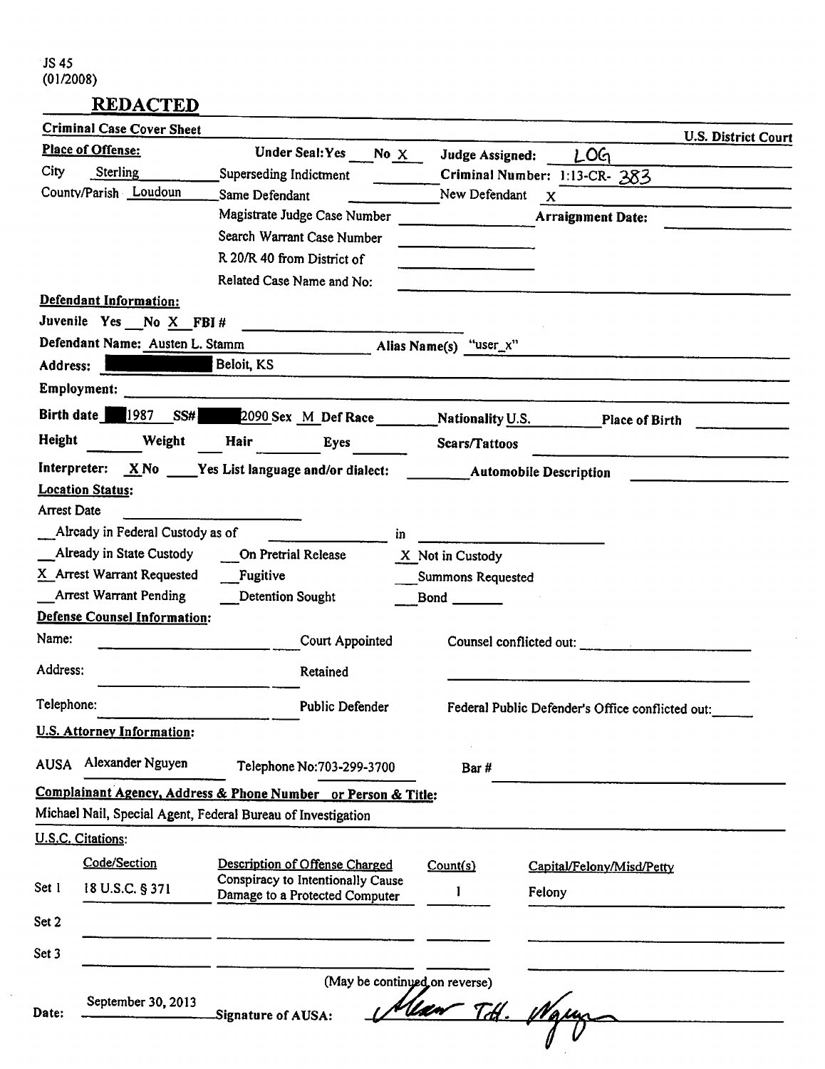JS 45
(01/2008)

## REDACTED

**Criminal Case Cover Sheet** **U.S. District Court**

**Place of Offense:**

City: Sterling
County/Parish: Loudoun

Under Seal: Yes ___ No X
Superseding Indictment ___
Same Defendant ___
Magistrate Judge Case Number ___
Search Warrant Case Number ___
R 20/R 40 from District of ___
Related Case Name and No: ___

**Judge Assigned:** LOG
**Criminal Number:** 1:13-CR- 383
New Defendant X
**Arraignment Date:** ___

**Defendant Information:**

Juvenile Yes ___ No X FBI # ___

**Defendant Name:** Austen L. Stamm **Alias Name(s)** "user_x"

**Address:** ██████ Beloit, KS

**Employment:** ___

**Birth date** ██ 1987 **SS#** ██ 2090 **Sex** M **Def Race** ___ **Nationality** U.S. **Place of Birth** ___

**Height** ___ **Weight** ___ **Hair** ___ **Eyes** ___ **Scars/Tattoos** ___

**Interpreter:** X No ___ Yes List language and/or dialect: ___ **Automobile Description** ___

**Location Status:**

Arrest Date ___

___ Already in Federal Custody as of ___ in ___

___ Already in State Custody ___ On Pretrial Release X Not in Custody

X Arrest Warrant Requested ___ Fugitive ___ Summons Requested

___ Arrest Warrant Pending ___ Detention Sought ___ Bond ___

**Defense Counsel Information:**

Name: ___ Court Appointed Counsel conflicted out: ___

Address: ___ Retained ___

Telephone: ___ Public Defender Federal Public Defender's Office conflicted out: ___

**U.S. Attorney Information:**

AUSA Alexander Nguyen Telephone No: 703-299-3700 Bar # ___

**Complainant Agency, Address & Phone Number or Person & Title:**

Michael Nail, Special Agent, Federal Bureau of Investigation

**U.S.C. Citations:**

| | Code/Section | Description of Offense Charged | Count(s) | Capital/Felony/Misd/Petty |
|---|---|---|---|---|
| Set 1 | 18 U.S.C. § 371 | Conspiracy to Intentionally Cause Damage to a Protected Computer | 1 | Felony |
| Set 2 | | | | |
| Set 3 | | | | |

(May be continued on reverse)

Date: September 30, 2013 Signature of AUSA: *Alexander T.H. Nguyen*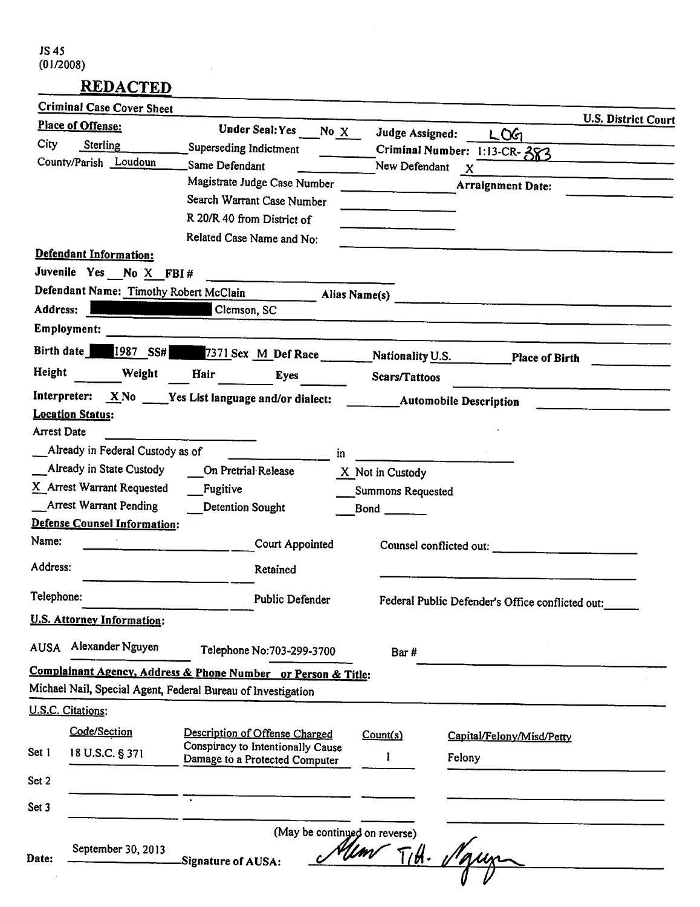JS 45
(01/2008)

# REDACTED

**Criminal Case Cover Sheet** — **U.S. District Court**

**Place of Offense:**

City: Sterling
County/Parish: Loudoun

Under Seal: Yes ___ No X
Superseding Indictment ___
Same Defendant ___
Magistrate Judge Case Number ___
Search Warrant Case Number ___
R 20/R 40 from District of ___
Related Case Name and No: ___

Judge Assigned: LOG
Criminal Number: 1:13-CR-383
New Defendant: X
Arraignment Date: ___

**Defendant Information:**

Juvenile Yes ___ No X FBI # ___

Defendant Name: Timothy Robert McClain   Alias Name(s): ___

Address: [REDACTED] Clemson, SC

Employment: ___

Birth date [REDACTED]1987   SS# [REDACTED]7371   Sex M   Def Race ___   Nationality U.S.   Place of Birth ___

Height ___ Weight ___ Hair ___ Eyes ___ Scars/Tattoos ___

Interpreter: X No ___ Yes List language and/or dialect: ___   Automobile Description ___

**Location Status:**

Arrest Date ___

___ Already in Federal Custody as of ___ in ___

___ Already in State Custody   ___ On Pretrial Release   X Not in Custody

X Arrest Warrant Requested   ___ Fugitive   ___ Summons Requested

___ Arrest Warrant Pending   ___ Detention Sought   ___ Bond ___

**Defense Counsel Information:**

Name: ___   Court Appointed   Counsel conflicted out: ___

Address: ___   Retained

Telephone: ___   Public Defender   Federal Public Defender's Office conflicted out: ___

**U.S. Attorney Information:**

AUSA Alexander Nguyen   Telephone No: 703-299-3700   Bar # ___

**Complainant Agency, Address & Phone Number or Person & Title:**

Michael Nail, Special Agent, Federal Bureau of Investigation

**U.S.C. Citations:**

| | Code/Section | Description of Offense Charged | Count(s) | Capital/Felony/Misd/Petty |
|---|---|---|---|---|
| Set 1 | 18 U.S.C. § 371 | Conspiracy to Intentionally Cause Damage to a Protected Computer | 1 | Felony |
| Set 2 | | | | |
| Set 3 | | | | |

(May be continued on reverse)

Date: September 30, 2013   Signature of AUSA: Alexander T.H. Nguyen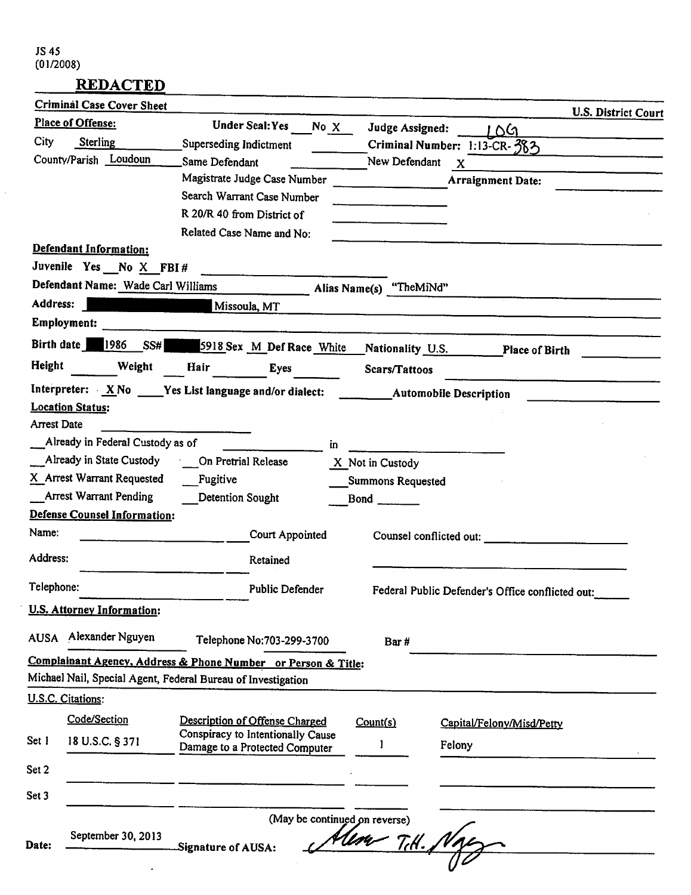JS 45
(01/2008)

**REDACTED**

**Criminal Case Cover Sheet** — **U.S. District Court**

**Place of Offense:**

City: Sterling

County/Parish: Loudoun

Under Seal: Yes ___ No X

Superseding Indictment ___

Same Defendant ___

Magistrate Judge Case Number ___

Search Warrant Case Number ___

R 20/R 40 from District of ___

Related Case Name and No: ___

**Judge Assigned:** LOG

**Criminal Number:** 1:13-CR-383

New Defendant X

**Arraignment Date:** ___

**Defendant Information:**

Juvenile Yes ___ No X FBI # ___

**Defendant Name:** Wade Carl Williams — Alias Name(s) "TheMiNd"

**Address:** [REDACTED] Missoula, MT

**Employment:** ___

**Birth date** [REDACTED] 1986 **SS#** [REDACTED] 5918 **Sex** M **Def Race** White **Nationality** U.S. **Place of Birth** ___

**Height** ___ **Weight** ___ **Hair** ___ **Eyes** ___ **Scars/Tattoos** ___

**Interpreter:** X No ___ Yes **List language and/or dialect:** ___ **Automobile Description** ___

**Location Status:**

Arrest Date ___

___ Already in Federal Custody as of ___ in ___

___ Already in State Custody ___ On Pretrial Release X Not in Custody

X Arrest Warrant Requested ___ Fugitive ___ Summons Requested

___ Arrest Warrant Pending ___ Detention Sought ___ Bond ___

**Defense Counsel Information:**

Name: ___ ___ Court Appointed — Counsel conflicted out: ___

Address: ___ ___ Retained

Telephone: ___ ___ Public Defender — Federal Public Defender's Office conflicted out: ___

**U.S. Attorney Information:**

AUSA Alexander Nguyen — Telephone No: 703-299-3700 — Bar # ___

**Complainant Agency, Address & Phone Number or Person & Title:**

Michael Nail, Special Agent, Federal Bureau of Investigation

**U.S.C. Citations:**

| | Code/Section | Description of Offense Charged | Count(s) | Capital/Felony/Misd/Petty |
|---|---|---|---|---|
| Set 1 | 18 U.S.C. § 371 | Conspiracy to Intentionally Cause Damage to a Protected Computer | 1 | Felony |
| Set 2 | | | | |
| Set 3 | | | | |

(May be continued on reverse)

**Date:** September 30, 2013 — **Signature of AUSA:** Alex T.H. Nguyen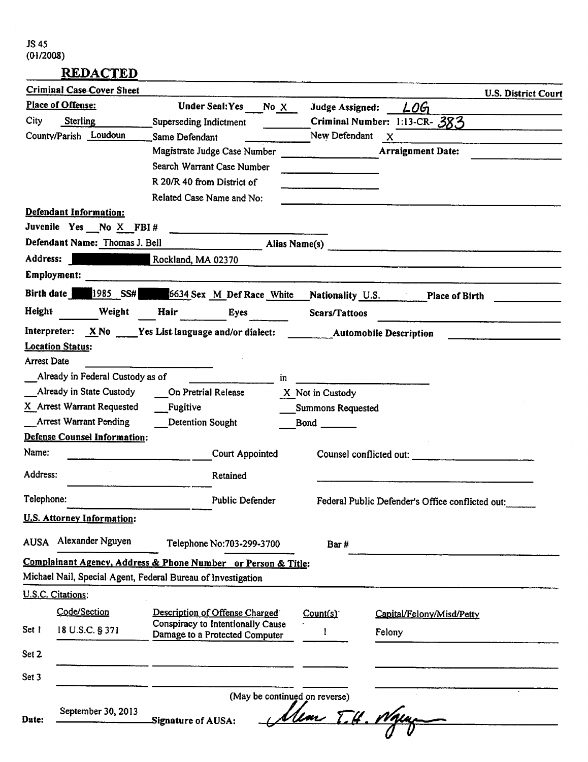JS 45
(01/2008)

**REDACTED**

**Criminal Case Cover Sheet** **U.S. District Court**

**Place of Offense:**

City Sterling

County/Parish Loudoun

**Under Seal:** Yes \_\_\_ No X

Superseding Indictment \_\_\_

Same Defendant \_\_\_

Magistrate Judge Case Number \_\_\_

Search Warrant Case Number \_\_\_

R 20/R 40 from District of \_\_\_

Related Case Name and No: \_\_\_

**Judge Assigned:** LOG

**Criminal Number:** 1:13-CR- 383

New Defendant X

**Arraignment Date:** \_\_\_

**Defendant Information:**

Juvenile Yes \_\_ No X FBI # \_\_\_

**Defendant Name:** Thomas J. Bell **Alias Name(s)** \_\_\_

**Address:** [REDACTED] Rockland, MA 02370

**Employment:** \_\_\_

**Birth date** [REDACTED]1985 **SS#** [REDACTED]6634 **Sex** M **Def Race** White **Nationality** U.S. **Place of Birth** \_\_\_

**Height** \_\_\_ **Weight** \_\_\_ **Hair** \_\_\_ **Eyes** \_\_\_ **Scars/Tattoos** \_\_\_

**Interpreter:** X No \_\_\_ Yes List language and/or dialect: \_\_\_ **Automobile Description** \_\_\_

**Location Status:**

Arrest Date \_\_\_

\_\_ Already in Federal Custody as of \_\_\_ in \_\_\_

\_\_ Already in State Custody \_\_ On Pretrial Release X Not in Custody

X Arrest Warrant Requested \_\_ Fugitive \_\_ Summons Requested

\_\_ Arrest Warrant Pending \_\_ Detention Sought \_\_ Bond \_\_\_

**Defense Counsel Information:**

Name: \_\_\_ Court Appointed Counsel conflicted out: \_\_\_

Address: \_\_\_ Retained \_\_\_

Telephone: \_\_\_ Public Defender Federal Public Defender's Office conflicted out: \_\_\_

**U.S. Attorney Information:**

AUSA Alexander Nguyen Telephone No: 703-299-3700 Bar # \_\_\_

**Complainant Agency, Address & Phone Number or Person & Title:**

Michael Nail, Special Agent, Federal Bureau of Investigation

U.S.C. Citations:

| | Code/Section | Description of Offense Charged | Count(s) | Capital/Felony/Misd/Petty |
|---|---|---|---|---|
| Set 1 | 18 U.S.C. § 371 | Conspiracy to Intentionally Cause Damage to a Protected Computer | 1 | Felony |
| Set 2 | | | | |
| Set 3 | | | | |

(May be continued on reverse)

Date: September 30, 2013 Signature of AUSA: Alexander T.H. Nguyen